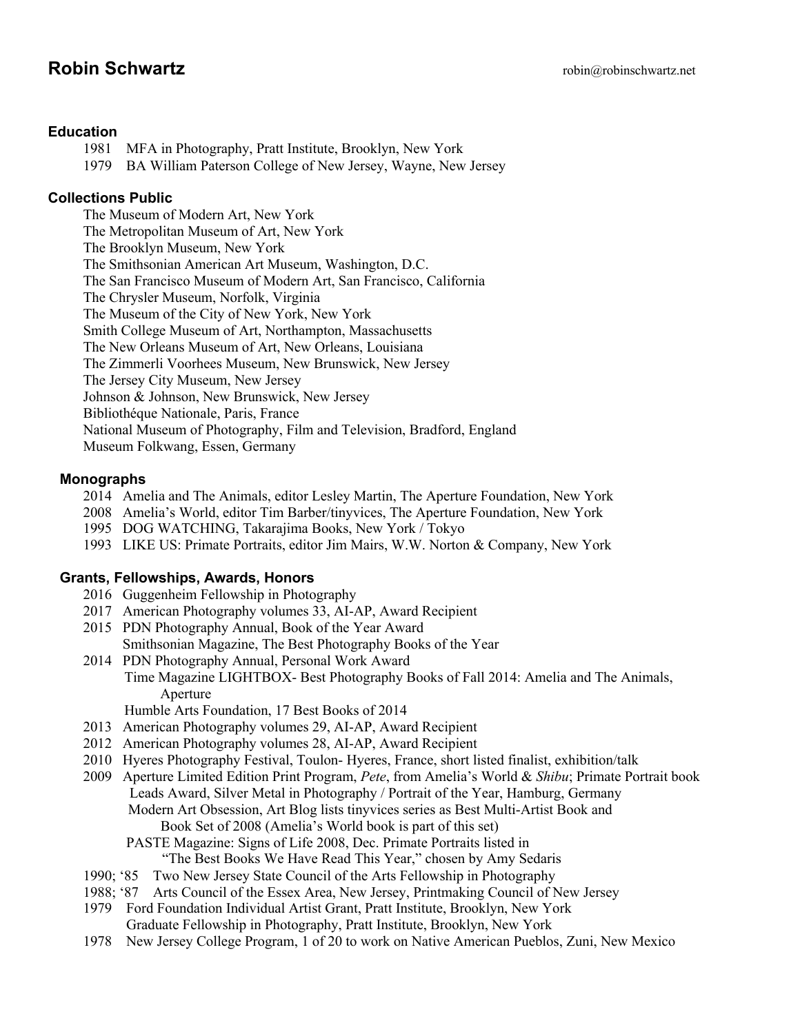# Robin Schwartz

robin@robinschwartz.net

## Education

1981 MFA in Photography, Pratt Institute, Brooklyn, New York
1979 BA William Paterson College of New Jersey, Wayne, New Jersey

## Collections Public

The Museum of Modern Art, New York
The Metropolitan Museum of Art, New York
The Brooklyn Museum, New York
The Smithsonian American Art Museum, Washington, D.C.
The San Francisco Museum of Modern Art, San Francisco, California
The Chrysler Museum, Norfolk, Virginia
The Museum of the City of New York, New York
Smith College Museum of Art, Northampton, Massachusetts
The New Orleans Museum of Art, New Orleans, Louisiana
The Zimmerli Voorhees Museum, New Brunswick, New Jersey
The Jersey City Museum, New Jersey
Johnson & Johnson, New Brunswick, New Jersey
Bibliothéque Nationale, Paris, France
National Museum of Photography, Film and Television, Bradford, England
Museum Folkwang, Essen, Germany

## Monographs

2014 Amelia and The Animals, editor Lesley Martin, The Aperture Foundation, New York
2008 Amelia's World, editor Tim Barber/tinyvices, The Aperture Foundation, New York
1995 DOG WATCHING, Takarajima Books, New York / Tokyo
1993 LIKE US: Primate Portraits, editor Jim Mairs, W.W. Norton & Company, New York

## Grants, Fellowships, Awards, Honors

2016 Guggenheim Fellowship in Photography
2017 American Photography volumes 33, AI-AP, Award Recipient
2015 PDN Photography Annual, Book of the Year Award
Smithsonian Magazine, The Best Photography Books of the Year
2014 PDN Photography Annual, Personal Work Award
Time Magazine LIGHTBOX- Best Photography Books of Fall 2014: Amelia and The Animals, Aperture
Humble Arts Foundation, 17 Best Books of 2014
2013 American Photography volumes 29, AI-AP, Award Recipient
2012 American Photography volumes 28, AI-AP, Award Recipient
2010 Hyeres Photography Festival, Toulon- Hyeres, France, short listed finalist, exhibition/talk
2009 Aperture Limited Edition Print Program, *Pete*, from Amelia's World & *Shibu*; Primate Portrait book
Leads Award, Silver Metal in Photography / Portrait of the Year, Hamburg, Germany
Modern Art Obsession, Art Blog lists tinyvices series as Best Multi-Artist Book and Book Set of 2008 (Amelia's World book is part of this set)
PASTE Magazine: Signs of Life 2008, Dec. Primate Portraits listed in "The Best Books We Have Read This Year," chosen by Amy Sedaris
1990; '85 Two New Jersey State Council of the Arts Fellowship in Photography
1988; '87 Arts Council of the Essex Area, New Jersey, Printmaking Council of New Jersey
1979 Ford Foundation Individual Artist Grant, Pratt Institute, Brooklyn, New York
Graduate Fellowship in Photography, Pratt Institute, Brooklyn, New York
1978 New Jersey College Program, 1 of 20 to work on Native American Pueblos, Zuni, New Mexico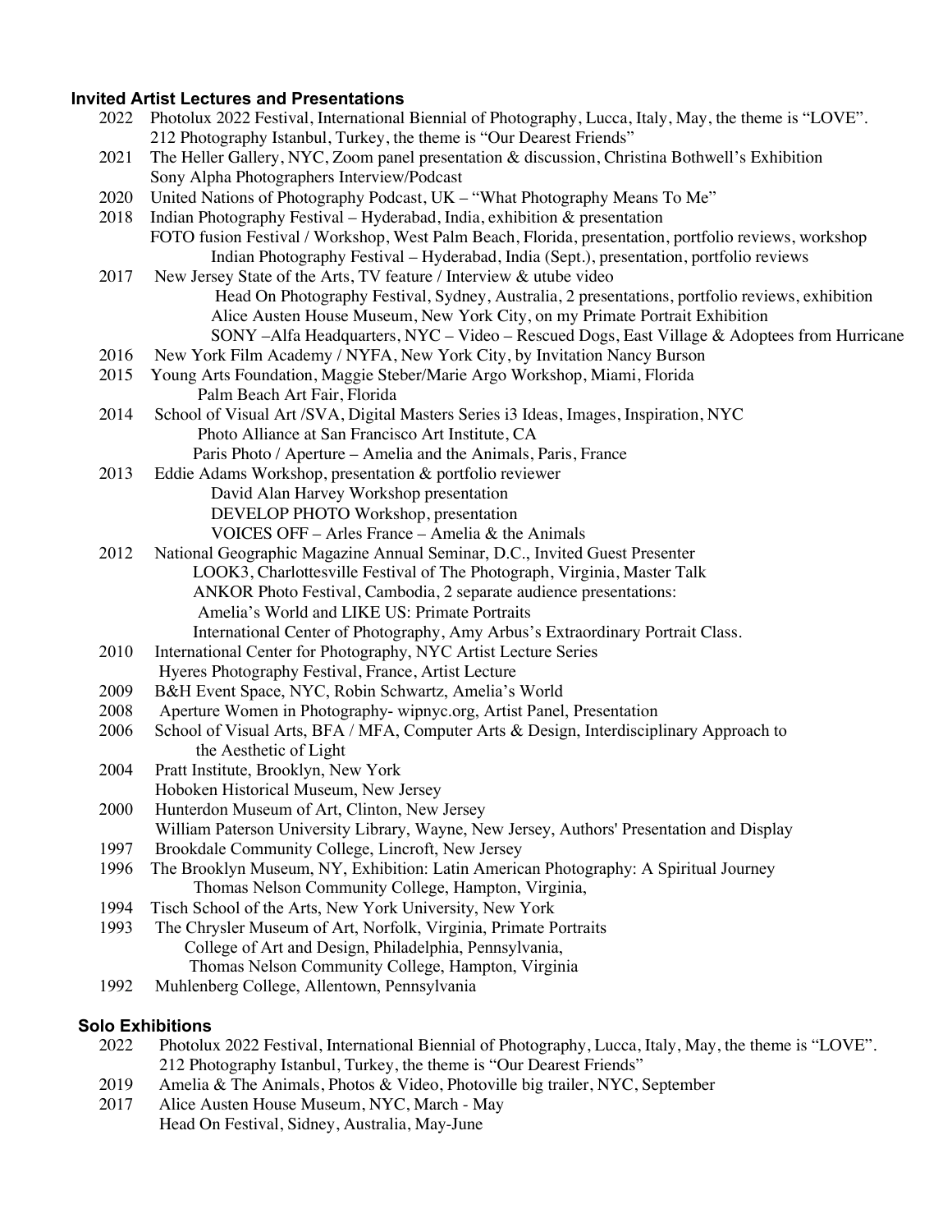### Invited Artist Lectures and Presentations

2022 Photolux 2022 Festival, International Biennial of Photography, Lucca, Italy, May, the theme is "LOVE".
212 Photography Istanbul, Turkey, the theme is "Our Dearest Friends"

2021 The Heller Gallery, NYC, Zoom panel presentation & discussion, Christina Bothwell's Exhibition
Sony Alpha Photographers Interview/Podcast

2020 United Nations of Photography Podcast, UK – "What Photography Means To Me"

2018 Indian Photography Festival – Hyderabad, India, exhibition & presentation
FOTO fusion Festival / Workshop, West Palm Beach, Florida, presentation, portfolio reviews, workshop
Indian Photography Festival – Hyderabad, India (Sept.), presentation, portfolio reviews

2017 New Jersey State of the Arts, TV feature / Interview & utube video
Head On Photography Festival, Sydney, Australia, 2 presentations, portfolio reviews, exhibition
Alice Austen House Museum, New York City, on my Primate Portrait Exhibition
SONY –Alfa Headquarters, NYC – Video – Rescued Dogs, East Village & Adoptees from Hurricane

2016 New York Film Academy / NYFA, New York City, by Invitation Nancy Burson

2015 Young Arts Foundation, Maggie Steber/Marie Argo Workshop, Miami, Florida
Palm Beach Art Fair, Florida

2014 School of Visual Art /SVA, Digital Masters Series i3 Ideas, Images, Inspiration, NYC
Photo Alliance at San Francisco Art Institute, CA
Paris Photo / Aperture – Amelia and the Animals, Paris, France

2013 Eddie Adams Workshop, presentation & portfolio reviewer
David Alan Harvey Workshop presentation
DEVELOP PHOTO Workshop, presentation
VOICES OFF – Arles France – Amelia & the Animals

2012 National Geographic Magazine Annual Seminar, D.C., Invited Guest Presenter
LOOK3, Charlottesville Festival of The Photograph, Virginia, Master Talk
ANKOR Photo Festival, Cambodia, 2 separate audience presentations:
Amelia's World and LIKE US: Primate Portraits
International Center of Photography, Amy Arbus's Extraordinary Portrait Class.

2010 International Center for Photography, NYC Artist Lecture Series
Hyeres Photography Festival, France, Artist Lecture

2009 B&H Event Space, NYC, Robin Schwartz, Amelia's World

2008 Aperture Women in Photography- wipnyc.org, Artist Panel, Presentation

2006 School of Visual Arts, BFA / MFA, Computer Arts & Design, Interdisciplinary Approach to the Aesthetic of Light

2004 Pratt Institute, Brooklyn, New York
Hoboken Historical Museum, New Jersey

2000 Hunterdon Museum of Art, Clinton, New Jersey
William Paterson University Library, Wayne, New Jersey, Authors' Presentation and Display

1997 Brookdale Community College, Lincroft, New Jersey

1996 The Brooklyn Museum, NY, Exhibition: Latin American Photography: A Spiritual Journey
Thomas Nelson Community College, Hampton, Virginia,

1994 Tisch School of the Arts, New York University, New York

1993 The Chrysler Museum of Art, Norfolk, Virginia, Primate Portraits
College of Art and Design, Philadelphia, Pennsylvania,
Thomas Nelson Community College, Hampton, Virginia

1992 Muhlenberg College, Allentown, Pennsylvania

### Solo Exhibitions

2022 Photolux 2022 Festival, International Biennial of Photography, Lucca, Italy, May, the theme is "LOVE".
212 Photography Istanbul, Turkey, the theme is "Our Dearest Friends"

2019 Amelia & The Animals, Photos & Video, Photoville big trailer, NYC, September

2017 Alice Austen House Museum, NYC, March - May
Head On Festival, Sidney, Australia, May-June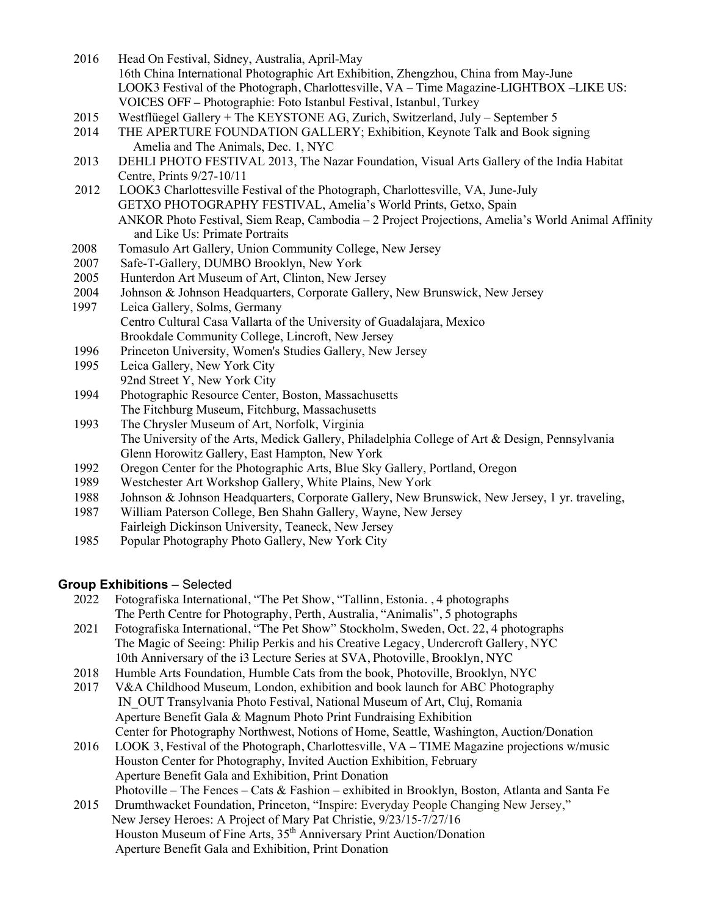2016 Head On Festival, Sidney, Australia, April-May
16th China International Photographic Art Exhibition, Zhengzhou, China from May-June
LOOK3 Festival of the Photograph, Charlottesville, VA – Time Magazine-LIGHTBOX –LIKE US:
VOICES OFF – Photographie: Foto Istanbul Festival, Istanbul, Turkey

2015 Westflüegel Gallery + The KEYSTONE AG, Zurich, Switzerland, July – September 5

2014 THE APERTURE FOUNDATION GALLERY; Exhibition, Keynote Talk and Book signing
Amelia and The Animals, Dec. 1, NYC

2013 DEHLI PHOTO FESTIVAL 2013, The Nazar Foundation, Visual Arts Gallery of the India Habitat Centre, Prints 9/27-10/11

2012 LOOK3 Charlottesville Festival of the Photograph, Charlottesville, VA, June-July
GETXO PHOTOGRAPHY FESTIVAL, Amelia's World Prints, Getxo, Spain
ANKOR Photo Festival, Siem Reap, Cambodia – 2 Project Projections, Amelia's World Animal Affinity and Like Us: Primate Portraits

2008 Tomasulo Art Gallery, Union Community College, New Jersey

2007 Safe-T-Gallery, DUMBO Brooklyn, New York

2005 Hunterdon Art Museum of Art, Clinton, New Jersey

2004 Johnson & Johnson Headquarters, Corporate Gallery, New Brunswick, New Jersey

1997 Leica Gallery, Solms, Germany
Centro Cultural Casa Vallarta of the University of Guadalajara, Mexico
Brookdale Community College, Lincroft, New Jersey

1996 Princeton University, Women's Studies Gallery, New Jersey

1995 Leica Gallery, New York City
92nd Street Y, New York City

1994 Photographic Resource Center, Boston, Massachusetts
The Fitchburg Museum, Fitchburg, Massachusetts

1993 The Chrysler Museum of Art, Norfolk, Virginia
The University of the Arts, Medick Gallery, Philadelphia College of Art & Design, Pennsylvania
Glenn Horowitz Gallery, East Hampton, New York

1992 Oregon Center for the Photographic Arts, Blue Sky Gallery, Portland, Oregon

1989 Westchester Art Workshop Gallery, White Plains, New York

1988 Johnson & Johnson Headquarters, Corporate Gallery, New Brunswick, New Jersey, 1 yr. traveling,

1987 William Paterson College, Ben Shahn Gallery, Wayne, New Jersey
Fairleigh Dickinson University, Teaneck, New Jersey

1985 Popular Photography Photo Gallery, New York City

### **Group Exhibitions** – Selected

2022 Fotografiska International, "The Pet Show, "Tallinn, Estonia. , 4 photographs
The Perth Centre for Photography, Perth, Australia, "Animalis", 5 photographs

2021 Fotografiska International, "The Pet Show" Stockholm, Sweden, Oct. 22, 4 photographs
The Magic of Seeing: Philip Perkis and his Creative Legacy, Undercroft Gallery, NYC
10th Anniversary of the i3 Lecture Series at SVA, Photoville, Brooklyn, NYC

2018 Humble Arts Foundation, Humble Cats from the book, Photoville, Brooklyn, NYC

2017 V&A Childhood Museum, London, exhibition and book launch for ABC Photography
IN_OUT Transylvania Photo Festival, National Museum of Art, Cluj, Romania
Aperture Benefit Gala & Magnum Photo Print Fundraising Exhibition
Center for Photography Northwest, Notions of Home, Seattle, Washington, Auction/Donation

2016 LOOK 3, Festival of the Photograph, Charlottesville, VA – TIME Magazine projections w/music
Houston Center for Photography, Invited Auction Exhibition, February
Aperture Benefit Gala and Exhibition, Print Donation
Photoville – The Fences – Cats & Fashion – exhibited in Brooklyn, Boston, Atlanta and Santa Fe

2015 Drumthwacket Foundation, Princeton, "Inspire: Everyday People Changing New Jersey,"
New Jersey Heroes: A Project of Mary Pat Christie, 9/23/15-7/27/16
Houston Museum of Fine Arts, 35th Anniversary Print Auction/Donation
Aperture Benefit Gala and Exhibition, Print Donation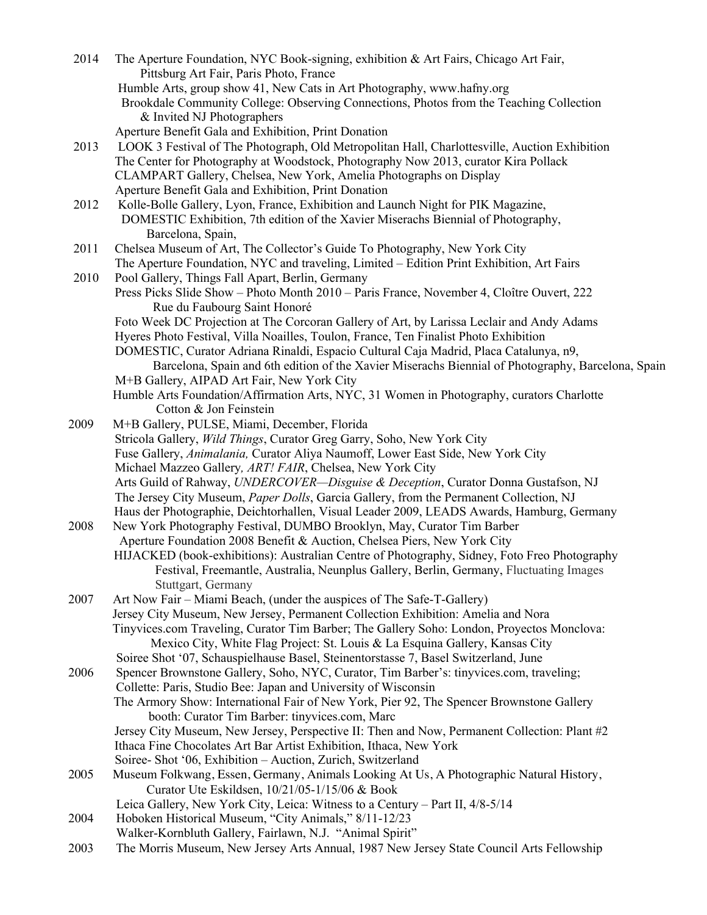2014 The Aperture Foundation, NYC Book-signing, exhibition & Art Fairs, Chicago Art Fair, Pittsburg Art Fair, Paris Photo, France
Humble Arts, group show 41, New Cats in Art Photography, www.hafny.org
Brookdale Community College: Observing Connections, Photos from the Teaching Collection & Invited NJ Photographers
Aperture Benefit Gala and Exhibition, Print Donation

2013 LOOK 3 Festival of The Photograph, Old Metropolitan Hall, Charlottesville, Auction Exhibition
The Center for Photography at Woodstock, Photography Now 2013, curator Kira Pollack
CLAMPART Gallery, Chelsea, New York, Amelia Photographs on Display
Aperture Benefit Gala and Exhibition, Print Donation

2012 Kolle-Bolle Gallery, Lyon, France, Exhibition and Launch Night for PIK Magazine,
DOMESTIC Exhibition, 7th edition of the Xavier Miserachs Biennial of Photography, Barcelona, Spain,

2011 Chelsea Museum of Art, The Collector's Guide To Photography, New York City
The Aperture Foundation, NYC and traveling, Limited – Edition Print Exhibition, Art Fairs

2010 Pool Gallery, Things Fall Apart, Berlin, Germany
Press Picks Slide Show – Photo Month 2010 – Paris France, November 4, Cloître Ouvert, 222 Rue du Faubourg Saint Honoré
Foto Week DC Projection at The Corcoran Gallery of Art, by Larissa Leclair and Andy Adams
Hyeres Photo Festival, Villa Noailles, Toulon, France, Ten Finalist Photo Exhibition
DOMESTIC, Curator Adriana Rinaldi, Espacio Cultural Caja Madrid, Placa Catalunya, n9, Barcelona, Spain and 6th edition of the Xavier Miserachs Biennial of Photography, Barcelona, Spain
M+B Gallery, AIPAD Art Fair, New York City
Humble Arts Foundation/Affirmation Arts, NYC, 31 Women in Photography, curators Charlotte Cotton & Jon Feinstein

2009 M+B Gallery, PULSE, Miami, December, Florida
Stricola Gallery, *Wild Things*, Curator Greg Garry, Soho, New York City
Fuse Gallery, *Animalania,* Curator Aliya Naumoff, Lower East Side, New York City
Michael Mazzeo Gallery*, ART! FAIR*, Chelsea, New York City
Arts Guild of Rahway, *UNDERCOVER—Disguise & Deception*, Curator Donna Gustafson, NJ
The Jersey City Museum, *Paper Dolls*, Garcia Gallery, from the Permanent Collection, NJ
Haus der Photographie, Deichtorhallen, Visual Leader 2009, LEADS Awards, Hamburg, Germany

2008 New York Photography Festival, DUMBO Brooklyn, May, Curator Tim Barber
Aperture Foundation 2008 Benefit & Auction, Chelsea Piers, New York City
HIJACKED (book-exhibitions): Australian Centre of Photography, Sidney, Foto Freo Photography Festival, Freemantle, Australia, Neunplus Gallery, Berlin, Germany, Fluctuating Images Stuttgart, Germany

2007 Art Now Fair – Miami Beach, (under the auspices of The Safe-T-Gallery)
Jersey City Museum, New Jersey, Permanent Collection Exhibition: Amelia and Nora
Tinyvices.com Traveling, Curator Tim Barber; The Gallery Soho: London, Proyectos Monclova: Mexico City, White Flag Project: St. Louis & La Esquina Gallery, Kansas City
Soiree Shot '07, Schauspielhause Basel, Steinentorstasse 7, Basel Switzerland, June

2006 Spencer Brownstone Gallery, Soho, NYC, Curator, Tim Barber's: tinyvices.com, traveling; Collette: Paris, Studio Bee: Japan and University of Wisconsin
The Armory Show: International Fair of New York, Pier 92, The Spencer Brownstone Gallery booth: Curator Tim Barber: tinyvices.com, Marc
Jersey City Museum, New Jersey, Perspective II: Then and Now, Permanent Collection: Plant #2
Ithaca Fine Chocolates Art Bar Artist Exhibition, Ithaca, New York
Soiree- Shot '06, Exhibition – Auction, Zurich, Switzerland

2005 Museum Folkwang, Essen, Germany, Animals Looking At Us, A Photographic Natural History, Curator Ute Eskildsen, 10/21/05-1/15/06 & Book
Leica Gallery, New York City, Leica: Witness to a Century – Part II, 4/8-5/14

2004 Hoboken Historical Museum, "City Animals," 8/11-12/23
Walker-Kornbluth Gallery, Fairlawn, N.J. "Animal Spirit"

2003 The Morris Museum, New Jersey Arts Annual, 1987 New Jersey State Council Arts Fellowship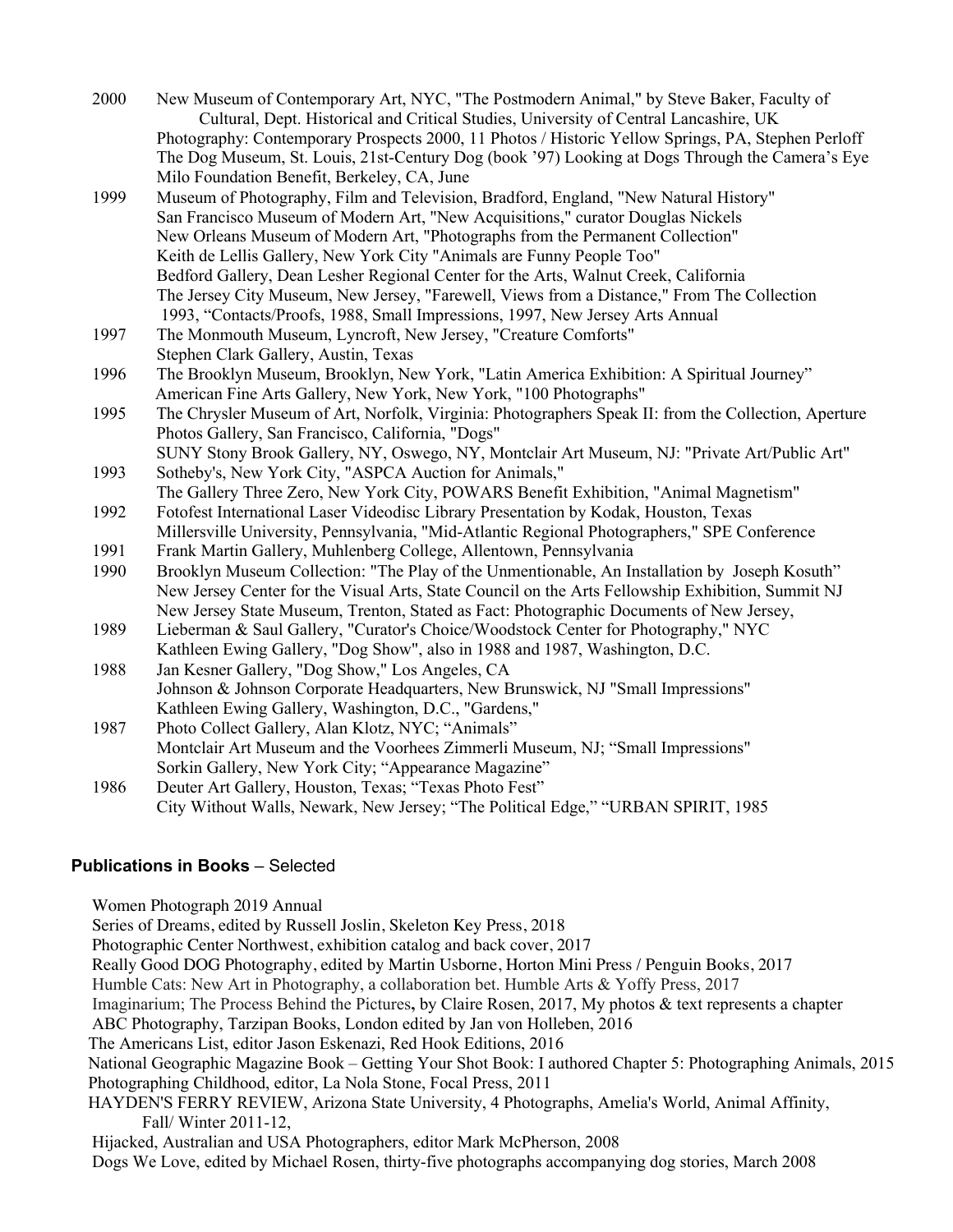2000 New Museum of Contemporary Art, NYC, "The Postmodern Animal," by Steve Baker, Faculty of Cultural, Dept. Historical and Critical Studies, University of Central Lancashire, UK
Photography: Contemporary Prospects 2000, 11 Photos / Historic Yellow Springs, PA, Stephen Perloff
The Dog Museum, St. Louis, 21st-Century Dog (book '97) Looking at Dogs Through the Camera's Eye
Milo Foundation Benefit, Berkeley, CA, June

1999 Museum of Photography, Film and Television, Bradford, England, "New Natural History"
San Francisco Museum of Modern Art, "New Acquisitions," curator Douglas Nickels
New Orleans Museum of Modern Art, "Photographs from the Permanent Collection"
Keith de Lellis Gallery, New York City "Animals are Funny People Too"
Bedford Gallery, Dean Lesher Regional Center for the Arts, Walnut Creek, California
The Jersey City Museum, New Jersey, "Farewell, Views from a Distance," From The Collection
1993, "Contacts/Proofs, 1988, Small Impressions, 1997, New Jersey Arts Annual

1997 The Monmouth Museum, Lyncroft, New Jersey, "Creature Comforts"
Stephen Clark Gallery, Austin, Texas

1996 The Brooklyn Museum, Brooklyn, New York, "Latin America Exhibition: A Spiritual Journey"
American Fine Arts Gallery, New York, New York, "100 Photographs"

1995 The Chrysler Museum of Art, Norfolk, Virginia: Photographers Speak II: from the Collection, Aperture
Photos Gallery, San Francisco, California, "Dogs"
SUNY Stony Brook Gallery, NY, Oswego, NY, Montclair Art Museum, NJ: "Private Art/Public Art"

1993 Sotheby's, New York City, "ASPCA Auction for Animals,"
The Gallery Three Zero, New York City, POWARS Benefit Exhibition, "Animal Magnetism"

1992 Fotofest International Laser Videodisc Library Presentation by Kodak, Houston, Texas
Millersville University, Pennsylvania, "Mid-Atlantic Regional Photographers," SPE Conference

1991 Frank Martin Gallery, Muhlenberg College, Allentown, Pennsylvania

1990 Brooklyn Museum Collection: "The Play of the Unmentionable, An Installation by Joseph Kosuth"
New Jersey Center for the Visual Arts, State Council on the Arts Fellowship Exhibition, Summit NJ
New Jersey State Museum, Trenton, Stated as Fact: Photographic Documents of New Jersey,

1989 Lieberman & Saul Gallery, "Curator's Choice/Woodstock Center for Photography," NYC
Kathleen Ewing Gallery, "Dog Show", also in 1988 and 1987, Washington, D.C.

1988 Jan Kesner Gallery, "Dog Show," Los Angeles, CA
Johnson & Johnson Corporate Headquarters, New Brunswick, NJ "Small Impressions"
Kathleen Ewing Gallery, Washington, D.C., "Gardens,"

1987 Photo Collect Gallery, Alan Klotz, NYC; "Animals"
Montclair Art Museum and the Voorhees Zimmerli Museum, NJ; "Small Impressions"
Sorkin Gallery, New York City; "Appearance Magazine"

1986 Deuter Art Gallery, Houston, Texas; "Texas Photo Fest"
City Without Walls, Newark, New Jersey; "The Political Edge," "URBAN SPIRIT, 1985

### **Publications in Books** – Selected

Women Photograph 2019 Annual
Series of Dreams, edited by Russell Joslin, Skeleton Key Press, 2018
Photographic Center Northwest, exhibition catalog and back cover, 2017
Really Good DOG Photography, edited by Martin Usborne, Horton Mini Press / Penguin Books, 2017
Humble Cats: New Art in Photography, a collaboration bet. Humble Arts & Yoffy Press, 2017
Imaginarium; The Process Behind the Pictures**,** by Claire Rosen, 2017, My photos & text represents a chapter
ABC Photography, Tarzipan Books, London edited by Jan von Holleben, 2016
The Americans List, editor Jason Eskenazi, Red Hook Editions, 2016
National Geographic Magazine Book – Getting Your Shot Book: I authored Chapter 5: Photographing Animals, 2015
Photographing Childhood, editor, La Nola Stone, Focal Press, 2011
HAYDEN'S FERRY REVIEW, Arizona State University, 4 Photographs, Amelia's World, Animal Affinity, Fall/ Winter 2011-12,
Hijacked, Australian and USA Photographers, editor Mark McPherson, 2008
Dogs We Love, edited by Michael Rosen, thirty-five photographs accompanying dog stories, March 2008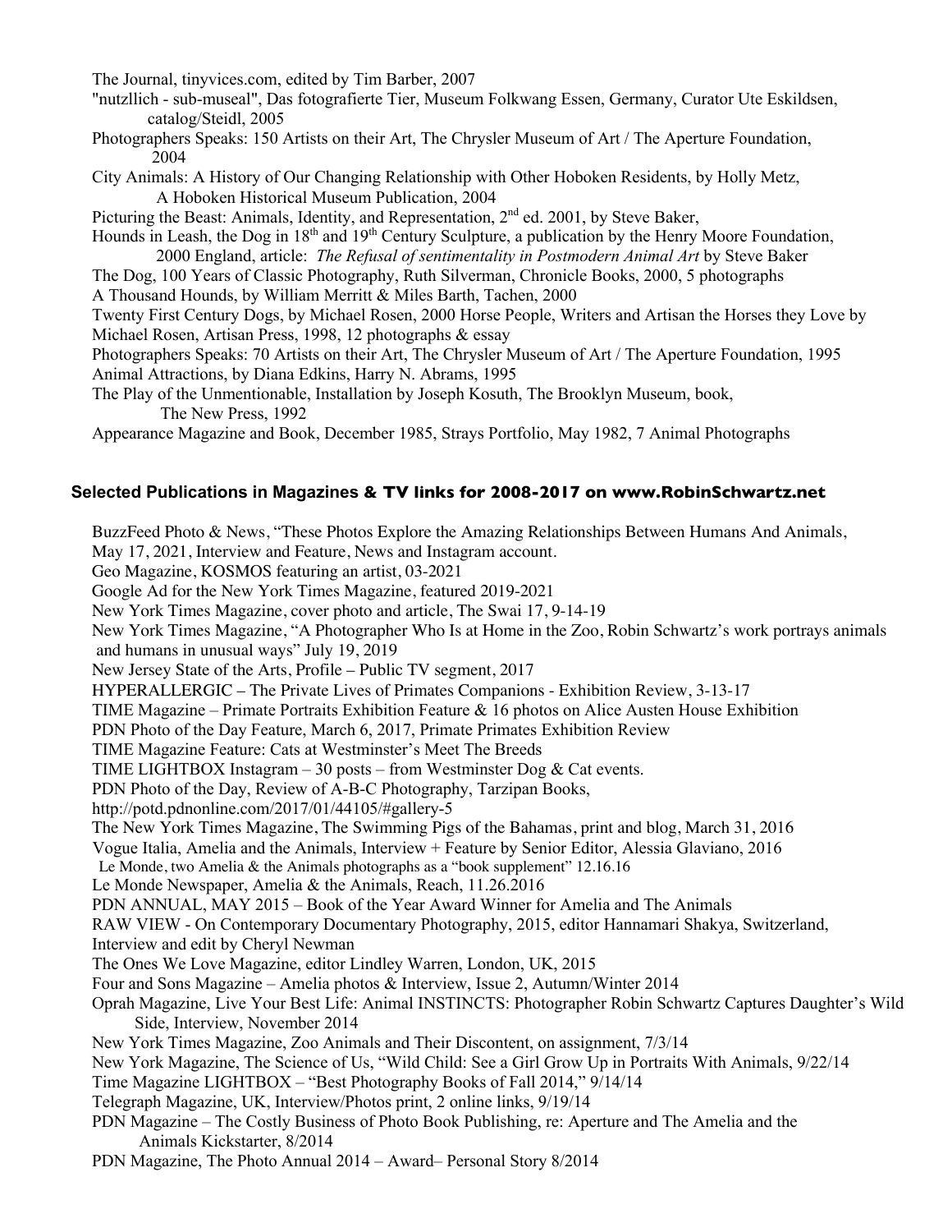The Journal, tinyvices.com, edited by Tim Barber, 2007

"nutzllich - sub-museal", Das fotografierte Tier, Museum Folkwang Essen, Germany, Curator Ute Eskildsen, catalog/Steidl, 2005

Photographers Speaks: 150 Artists on their Art, The Chrysler Museum of Art / The Aperture Foundation, 2004

City Animals: A History of Our Changing Relationship with Other Hoboken Residents, by Holly Metz, A Hoboken Historical Museum Publication, 2004

Picturing the Beast: Animals, Identity, and Representation, 2nd ed. 2001, by Steve Baker,

Hounds in Leash, the Dog in 18th and 19th Century Sculpture, a publication by the Henry Moore Foundation, 2000 England, article: *The Refusal of sentimentality in Postmodern Animal Art* by Steve Baker

The Dog, 100 Years of Classic Photography, Ruth Silverman, Chronicle Books, 2000, 5 photographs

A Thousand Hounds, by William Merritt & Miles Barth, Tachen, 2000

Twenty First Century Dogs, by Michael Rosen, 2000 Horse People, Writers and Artisan the Horses they Love by Michael Rosen, Artisan Press, 1998, 12 photographs & essay

Photographers Speaks: 70 Artists on their Art, The Chrysler Museum of Art / The Aperture Foundation, 1995

Animal Attractions, by Diana Edkins, Harry N. Abrams, 1995

The Play of the Unmentionable, Installation by Joseph Kosuth, The Brooklyn Museum, book, The New Press, 1992

Appearance Magazine and Book, December 1985, Strays Portfolio, May 1982, 7 Animal Photographs

### Selected Publications in Magazines & TV links for 2008-2017 on www.RobinSchwartz.net

BuzzFeed Photo & News, "These Photos Explore the Amazing Relationships Between Humans And Animals, May 17, 2021, Interview and Feature, News and Instagram account.

Geo Magazine, KOSMOS featuring an artist, 03-2021

Google Ad for the New York Times Magazine, featured 2019-2021

New York Times Magazine, cover photo and article, The Swai 17, 9-14-19

New York Times Magazine, "A Photographer Who Is at Home in the Zoo, Robin Schwartz's work portrays animals and humans in unusual ways" July 19, 2019

New Jersey State of the Arts, Profile – Public TV segment, 2017

HYPERALLERGIC – The Private Lives of Primates Companions - Exhibition Review, 3-13-17

TIME Magazine – Primate Portraits Exhibition Feature & 16 photos on Alice Austen House Exhibition

PDN Photo of the Day Feature, March 6, 2017, Primate Primates Exhibition Review

TIME Magazine Feature: Cats at Westminster's Meet The Breeds

TIME LIGHTBOX Instagram – 30 posts – from Westminster Dog & Cat events.

PDN Photo of the Day, Review of A-B-C Photography, Tarzipan Books, http://potd.pdnonline.com/2017/01/44105/#gallery-5

The New York Times Magazine, The Swimming Pigs of the Bahamas, print and blog, March 31, 2016

Vogue Italia, Amelia and the Animals, Interview + Feature by Senior Editor, Alessia Glaviano, 2016

Le Monde, two Amelia & the Animals photographs as a "book supplement" 12.16.16

Le Monde Newspaper, Amelia & the Animals, Reach, 11.26.2016

PDN ANNUAL, MAY 2015 – Book of the Year Award Winner for Amelia and The Animals

RAW VIEW - On Contemporary Documentary Photography, 2015, editor Hannamari Shakya, Switzerland, Interview and edit by Cheryl Newman

The Ones We Love Magazine, editor Lindley Warren, London, UK, 2015

Four and Sons Magazine – Amelia photos & Interview, Issue 2, Autumn/Winter 2014

Oprah Magazine, Live Your Best Life: Animal INSTINCTS: Photographer Robin Schwartz Captures Daughter's Wild Side, Interview, November 2014

New York Times Magazine, Zoo Animals and Their Discontent, on assignment, 7/3/14

New York Magazine, The Science of Us, "Wild Child: See a Girl Grow Up in Portraits With Animals, 9/22/14

Time Magazine LIGHTBOX – "Best Photography Books of Fall 2014," 9/14/14

Telegraph Magazine, UK, Interview/Photos print, 2 online links, 9/19/14

PDN Magazine – The Costly Business of Photo Book Publishing, re: Aperture and The Amelia and the Animals Kickstarter, 8/2014

PDN Magazine, The Photo Annual 2014 – Award– Personal Story 8/2014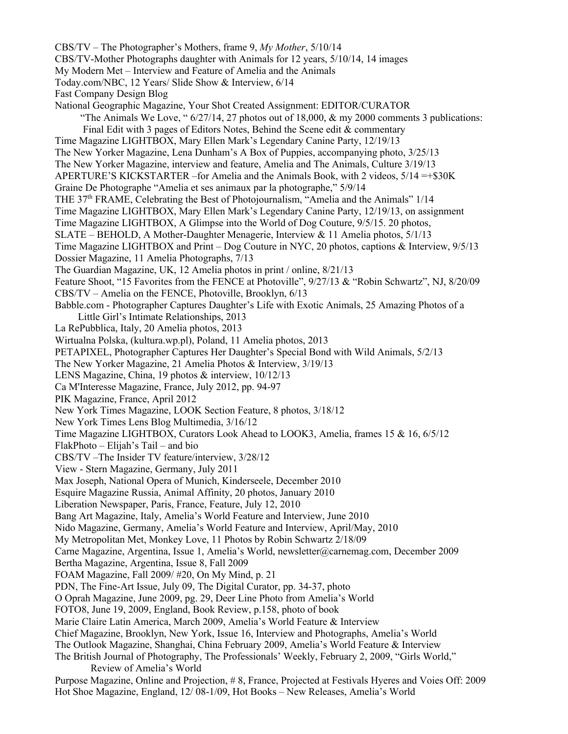CBS/TV – The Photographer's Mothers, frame 9, *My Mother*, 5/10/14
CBS/TV-Mother Photographs daughter with Animals for 12 years, 5/10/14, 14 images
My Modern Met – Interview and Feature of Amelia and the Animals
Today.com/NBC, 12 Years/ Slide Show & Interview, 6/14
Fast Company Design Blog
National Geographic Magazine, Your Shot Created Assignment: EDITOR/CURATOR
"The Animals We Love, " 6/27/14, 27 photos out of 18,000, & my 2000 comments 3 publications: Final Edit with 3 pages of Editors Notes, Behind the Scene edit & commentary
Time Magazine LIGHTBOX, Mary Ellen Mark's Legendary Canine Party, 12/19/13
The New Yorker Magazine, Lena Dunham's A Box of Puppies, accompanying photo, 3/25/13
The New Yorker Magazine, interview and feature, Amelia and The Animals, Culture 3/19/13
APERTURE'S KICKSTARTER –for Amelia and the Animals Book, with 2 videos, 5/14 =+$30K
Graine De Photographe "Amelia et ses animaux par la photographe," 5/9/14
THE 37th FRAME, Celebrating the Best of Photojournalism, "Amelia and the Animals" 1/14
Time Magazine LIGHTBOX, Mary Ellen Mark's Legendary Canine Party, 12/19/13, on assignment
Time Magazine LIGHTBOX, A Glimpse into the World of Dog Couture, 9/5/15. 20 photos,
SLATE – BEHOLD, A Mother-Daughter Menagerie, Interview & 11 Amelia photos, 5/1/13
Time Magazine LIGHTBOX and Print – Dog Couture in NYC, 20 photos, captions & Interview, 9/5/13
Dossier Magazine, 11 Amelia Photographs, 7/13
The Guardian Magazine, UK, 12 Amelia photos in print / online, 8/21/13
Feature Shoot, "15 Favorites from the FENCE at Photoville", 9/27/13 & "Robin Schwartz", NJ, 8/20/09
CBS/TV – Amelia on the FENCE, Photoville, Brooklyn, 6/13
Babble.com - Photographer Captures Daughter's Life with Exotic Animals, 25 Amazing Photos of a Little Girl's Intimate Relationships, 2013
La RePubblica, Italy, 20 Amelia photos, 2013
Wirtualna Polska, (kultura.wp.pl), Poland, 11 Amelia photos, 2013
PETAPIXEL, Photographer Captures Her Daughter's Special Bond with Wild Animals, 5/2/13
The New Yorker Magazine, 21 Amelia Photos & Interview, 3/19/13
LENS Magazine, China, 19 photos & interview, 10/12/13
Ca M'Interesse Magazine, France, July 2012, pp. 94-97
PIK Magazine, France, April 2012
New York Times Magazine, LOOK Section Feature, 8 photos, 3/18/12
New York Times Lens Blog Multimedia, 3/16/12
Time Magazine LIGHTBOX, Curators Look Ahead to LOOK3, Amelia, frames 15 & 16, 6/5/12
FlakPhoto – Elijah's Tail – and bio
CBS/TV –The Insider TV feature/interview, 3/28/12
View - Stern Magazine, Germany, July 2011
Max Joseph, National Opera of Munich, Kinderseele, December 2010
Esquire Magazine Russia, Animal Affinity, 20 photos, January 2010
Liberation Newspaper, Paris, France, Feature, July 12, 2010
Bang Art Magazine, Italy, Amelia's World Feature and Interview, June 2010
Nido Magazine, Germany, Amelia's World Feature and Interview, April/May, 2010
My Metropolitan Met, Monkey Love, 11 Photos by Robin Schwartz 2/18/09
Carne Magazine, Argentina, Issue 1, Amelia's World, newsletter@carnemag.com, December 2009
Bertha Magazine, Argentina, Issue 8, Fall 2009
FOAM Magazine, Fall 2009/ #20, On My Mind, p. 21
PDN, The Fine-Art Issue, July 09, The Digital Curator, pp. 34-37, photo
O Oprah Magazine, June 2009, pg. 29, Deer Line Photo from Amelia's World
FOTO8, June 19, 2009, England, Book Review, p.158, photo of book
Marie Claire Latin America, March 2009, Amelia's World Feature & Interview
Chief Magazine, Brooklyn, New York, Issue 16, Interview and Photographs, Amelia's World
The Outlook Magazine, Shanghai, China February 2009, Amelia's World Feature & Interview
The British Journal of Photography, The Professionals' Weekly, February 2, 2009, "Girls World," Review of Amelia's World
Purpose Magazine, Online and Projection, # 8, France, Projected at Festivals Hyeres and Voies Off: 2009
Hot Shoe Magazine, England, 12/ 08-1/09, Hot Books – New Releases, Amelia's World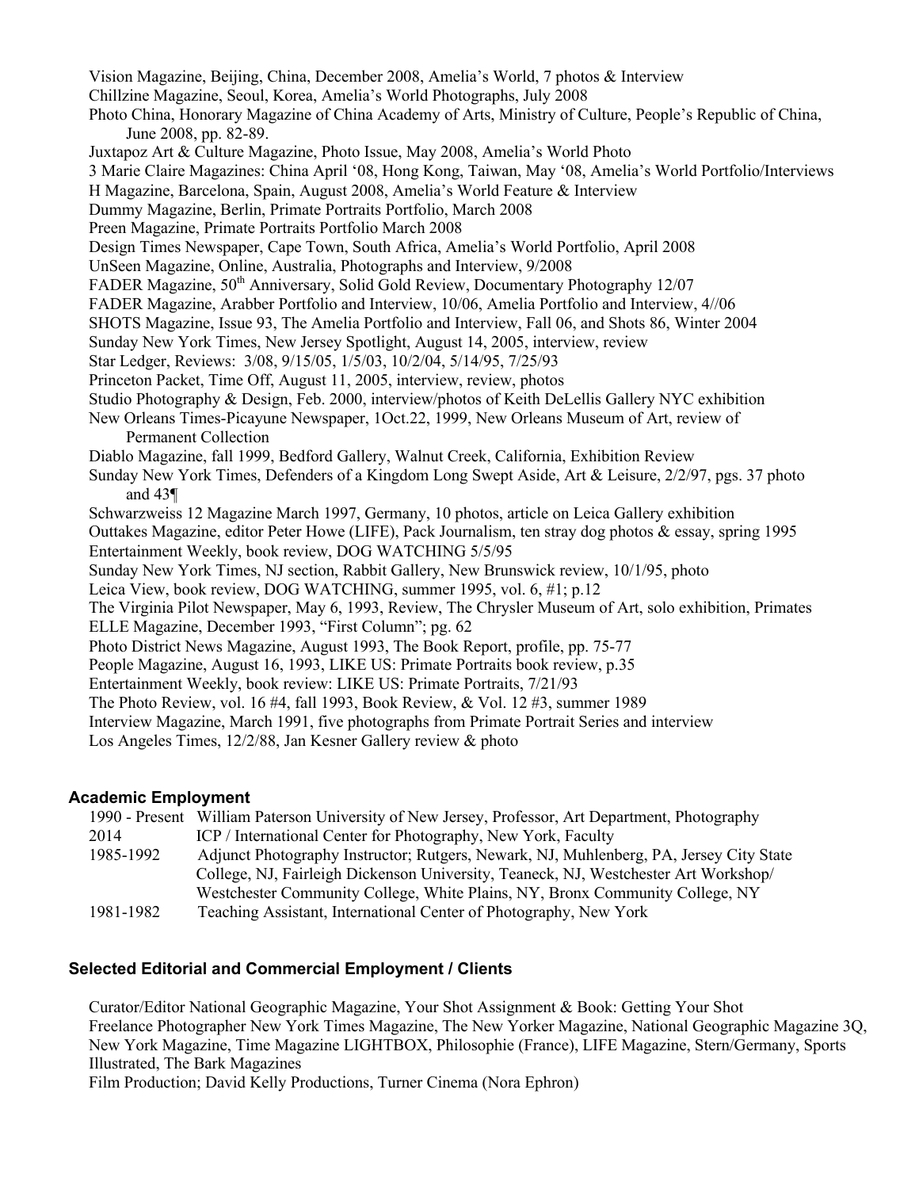Vision Magazine, Beijing, China, December 2008, Amelia's World, 7 photos & Interview
Chillzine Magazine, Seoul, Korea, Amelia's World Photographs, July 2008
Photo China, Honorary Magazine of China Academy of Arts, Ministry of Culture, People's Republic of China, June 2008, pp. 82-89.
Juxtapoz Art & Culture Magazine, Photo Issue, May 2008, Amelia's World Photo
3 Marie Claire Magazines: China April '08, Hong Kong, Taiwan, May '08, Amelia's World Portfolio/Interviews
H Magazine, Barcelona, Spain, August 2008, Amelia's World Feature & Interview
Dummy Magazine, Berlin, Primate Portraits Portfolio, March 2008
Preen Magazine, Primate Portraits Portfolio March 2008
Design Times Newspaper, Cape Town, South Africa, Amelia's World Portfolio, April 2008
UnSeen Magazine, Online, Australia, Photographs and Interview, 9/2008
FADER Magazine, 50th Anniversary, Solid Gold Review, Documentary Photography 12/07
FADER Magazine, Arabber Portfolio and Interview, 10/06, Amelia Portfolio and Interview, 4//06
SHOTS Magazine, Issue 93, The Amelia Portfolio and Interview, Fall 06, and Shots 86, Winter 2004
Sunday New York Times, New Jersey Spotlight, August 14, 2005, interview, review
Star Ledger, Reviews: 3/08, 9/15/05, 1/5/03, 10/2/04, 5/14/95, 7/25/93
Princeton Packet, Time Off, August 11, 2005, interview, review, photos
Studio Photography & Design, Feb. 2000, interview/photos of Keith DeLellis Gallery NYC exhibition
New Orleans Times-Picayune Newspaper, 1Oct.22, 1999, New Orleans Museum of Art, review of Permanent Collection
Diablo Magazine, fall 1999, Bedford Gallery, Walnut Creek, California, Exhibition Review
Sunday New York Times, Defenders of a Kingdom Long Swept Aside, Art & Leisure, 2/2/97, pgs. 37 photo and 43¶
Schwarzweiss 12 Magazine March 1997, Germany, 10 photos, article on Leica Gallery exhibition
Outtakes Magazine, editor Peter Howe (LIFE), Pack Journalism, ten stray dog photos & essay, spring 1995
Entertainment Weekly, book review, DOG WATCHING 5/5/95
Sunday New York Times, NJ section, Rabbit Gallery, New Brunswick review, 10/1/95, photo
Leica View, book review, DOG WATCHING, summer 1995, vol. 6, #1; p.12
The Virginia Pilot Newspaper, May 6, 1993, Review, The Chrysler Museum of Art, solo exhibition, Primates
ELLE Magazine, December 1993, "First Column"; pg. 62
Photo District News Magazine, August 1993, The Book Report, profile, pp. 75-77
People Magazine, August 16, 1993, LIKE US: Primate Portraits book review, p.35
Entertainment Weekly, book review: LIKE US: Primate Portraits, 7/21/93
The Photo Review, vol. 16 #4, fall 1993, Book Review, & Vol. 12 #3, summer 1989
Interview Magazine, March 1991, five photographs from Primate Portrait Series and interview
Los Angeles Times, 12/2/88, Jan Kesner Gallery review & photo

### Academic Employment

1990 - Present William Paterson University of New Jersey, Professor, Art Department, Photography
2014 ICP / International Center for Photography, New York, Faculty
1985-1992 Adjunct Photography Instructor; Rutgers, Newark, NJ, Muhlenberg, PA, Jersey City State College, NJ, Fairleigh Dickenson University, Teaneck, NJ, Westchester Art Workshop/ Westchester Community College, White Plains, NY, Bronx Community College, NY
1981-1982 Teaching Assistant, International Center of Photography, New York

### Selected Editorial and Commercial Employment / Clients

Curator/Editor National Geographic Magazine, Your Shot Assignment & Book: Getting Your Shot
Freelance Photographer New York Times Magazine, The New Yorker Magazine, National Geographic Magazine 3Q, New York Magazine, Time Magazine LIGHTBOX, Philosophie (France), LIFE Magazine, Stern/Germany, Sports Illustrated, The Bark Magazines
Film Production; David Kelly Productions, Turner Cinema (Nora Ephron)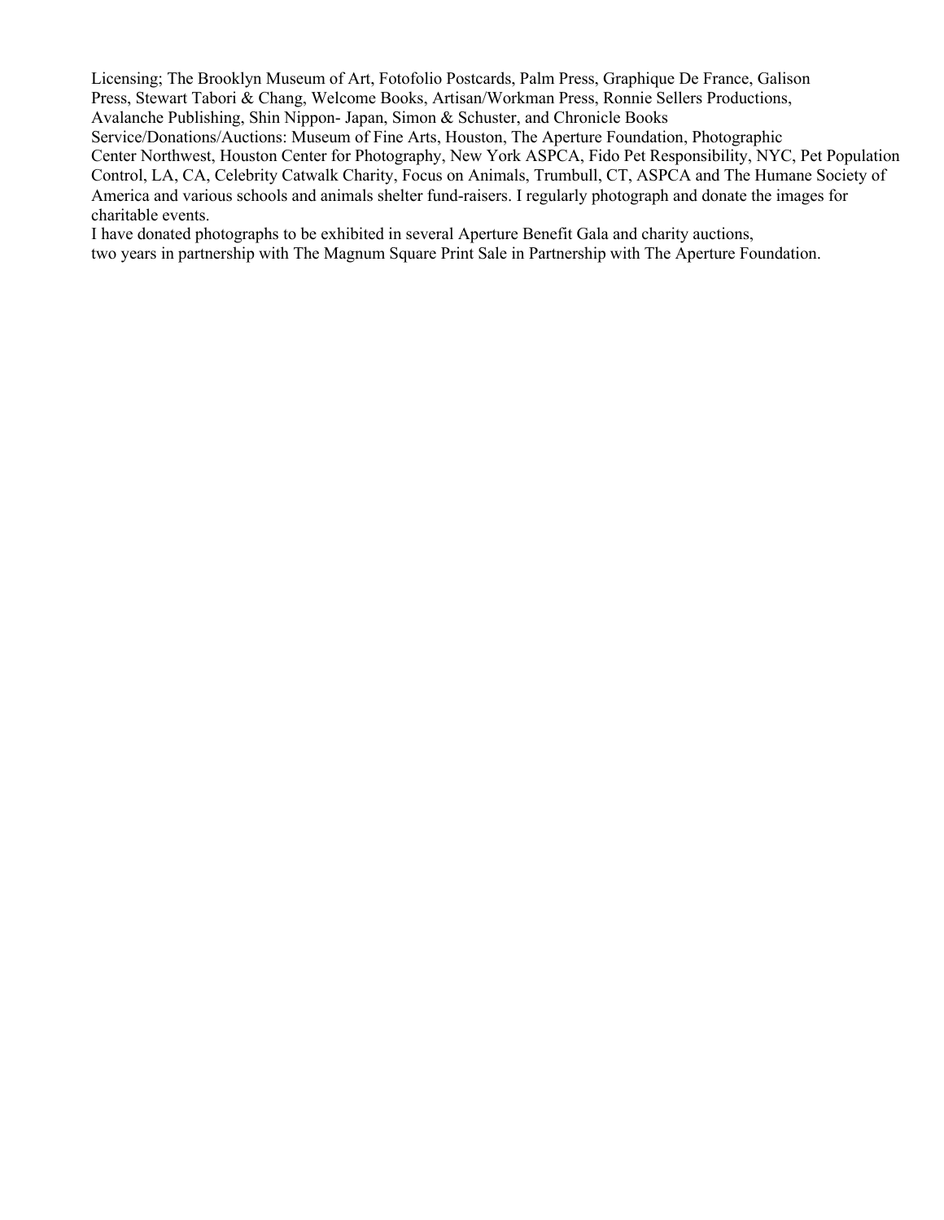Licensing; The Brooklyn Museum of Art, Fotofolio Postcards, Palm Press, Graphique De France, Galison Press, Stewart Tabori & Chang, Welcome Books, Artisan/Workman Press, Ronnie Sellers Productions, Avalanche Publishing, Shin Nippon- Japan, Simon & Schuster, and Chronicle Books

Service/Donations/Auctions: Museum of Fine Arts, Houston, The Aperture Foundation, Photographic Center Northwest, Houston Center for Photography, New York ASPCA, Fido Pet Responsibility, NYC, Pet Population Control, LA, CA, Celebrity Catwalk Charity, Focus on Animals, Trumbull, CT, ASPCA and The Humane Society of America and various schools and animals shelter fund-raisers. I regularly photograph and donate the images for charitable events.

I have donated photographs to be exhibited in several Aperture Benefit Gala and charity auctions, two years in partnership with The Magnum Square Print Sale in Partnership with The Aperture Foundation.